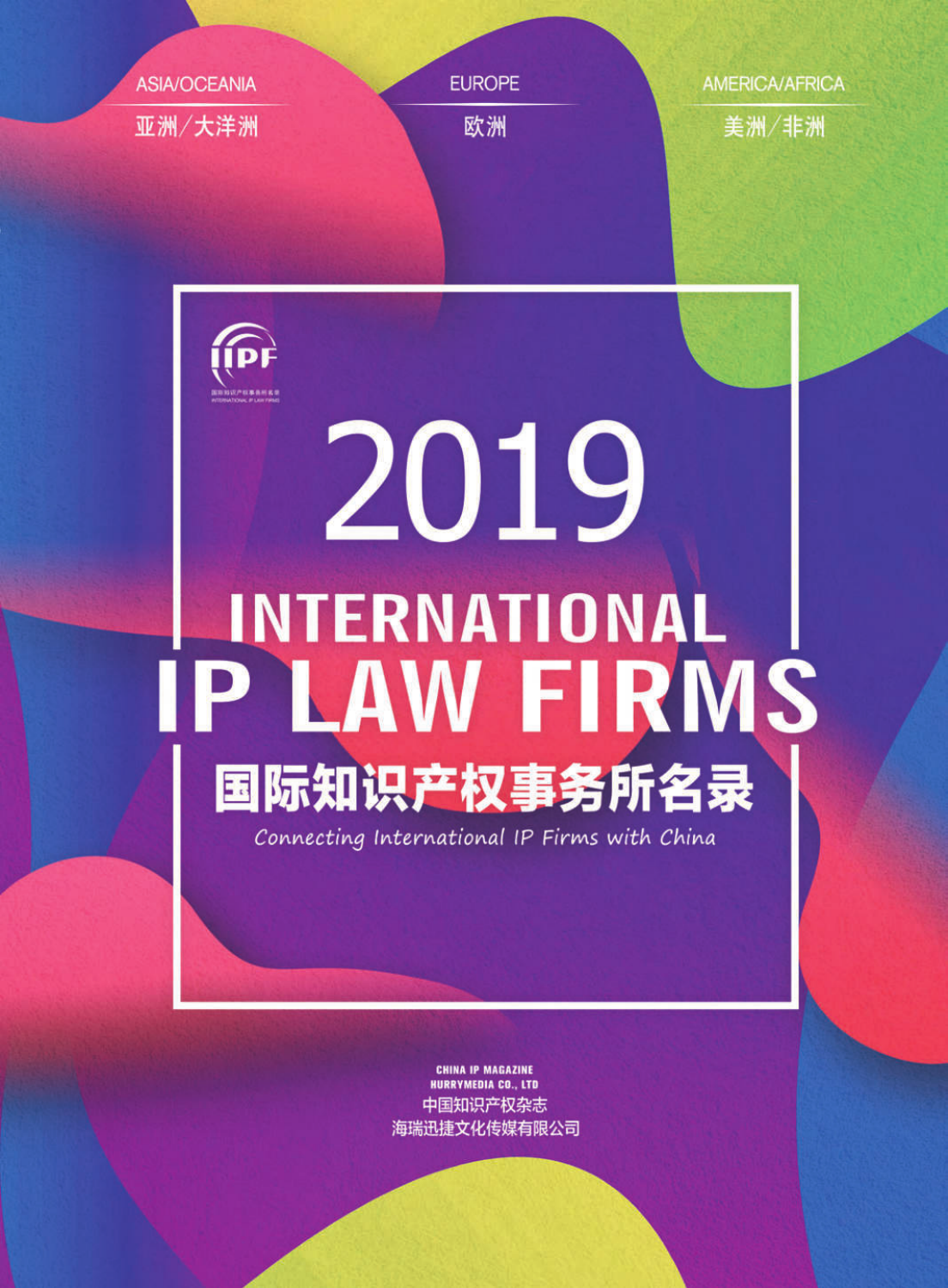ASIA/OCEANIA
亚洲/大洋洲

EUROPE
欧洲

AMERICA/AFRICA
美洲/非洲

IIPF
国际知识产权事务所名录
INTERNATIONAL IP LAW FIRMS

# 2019 INTERNATIONAL IP LAW FIRMS

# 国际知识产权事务所名录

*Connecting International IP Firms with China*

CHINA IP MAGAZINE
HURRYMEDIA CO., LTD
中国知识产权杂志
海瑞迅捷文化传媒有限公司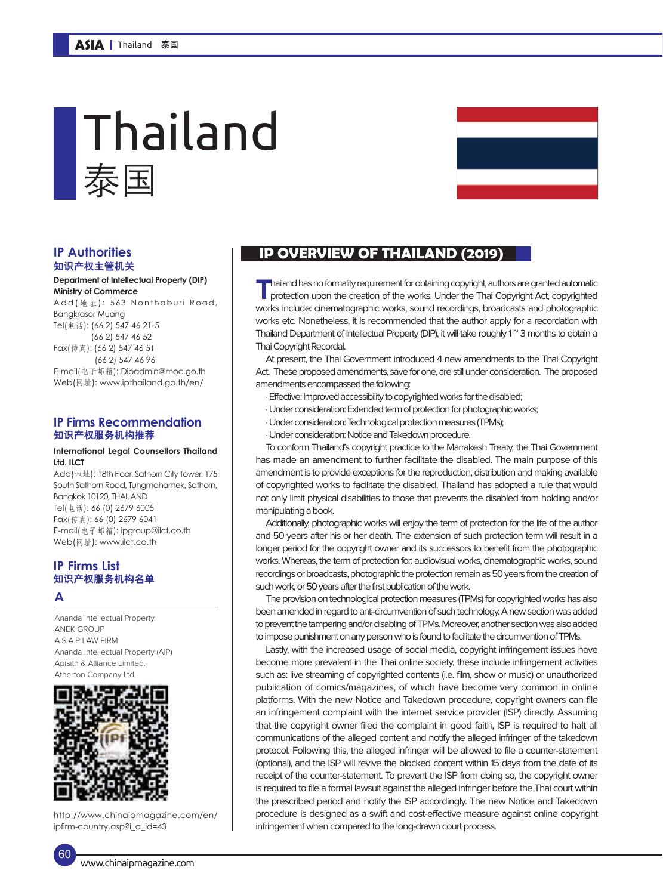# Thailand
# 泰国

## IP Authorities
## 知识产权主管机关

**Department of Intellectual Property (DIP)**
**Ministry of Commerce**

Add(地址): 563 Nonthaburi Road, Bangkrasor Muang
Tel(电话): (66 2) 547 46 21-5
(66 2) 547 46 52
Fax(传真): (66 2) 547 46 51
(66 2) 547 46 96
E-mail(电子邮箱): Dipadmin@moc.go.th
Web(网址): www.ipthailand.go.th/en/

## IP Firms Recommendation
## 知识产权服务机构推荐

**International Legal Counsellors Thailand Ltd. ILCT**

Add(地址): 18th Floor, Sathorn City Tower, 175 South Sathorn Road, Tungmahamek, Sathorn, Bangkok 10120, THAILAND
Tel(电话): 66 (0) 2679 6005
Fax(传真): 66 (0) 2679 6041
E-mail(电子邮箱): ipgroup@ilct.co.th
Web(网址): www.ilct.co.th

## IP Firms List
## 知识产权服务机构名单

### A

Ananda Intellectual Property
ANEK GROUP
A.S.A.P LAW FIRM
Ananda Intellectual Property (AIP)
Apisith & Alliance Limited.
Atherton Company Ltd.

http://www.chinaipmagazine.com/en/ipfirm-country.asp?i_a_id=43

## IP OVERVIEW OF THAILAND (2019)

Thailand has no formality requirement for obtaining copyright, authors are granted automatic protection upon the creation of the works. Under the Thai Copyright Act, copyrighted works include: cinematographic works, sound recordings, broadcasts and photographic works etc. Nonetheless, it is recommended that the author apply for a recordation with Thailand Department of Intellectual Property (DIP), it will take roughly 1 ~ 3 months to obtain a Thai Copyright Recordal.

At present, the Thai Government introduced 4 new amendments to the Thai Copyright Act. These proposed amendments, save for one, are still under consideration. The proposed amendments encompassed the following:

· Effective: Improved accessibility to copyrighted works for the disabled;
· Under consideration: Extended term of protection for photographic works;
· Under consideration: Technological protection measures (TPMs);
· Under consideration: Notice and Takedown procedure.

To conform Thailand's copyright practice to the Marrakesh Treaty, the Thai Government has made an amendment to further facilitate the disabled. The main purpose of this amendment is to provide exceptions for the reproduction, distribution and making available of copyrighted works to facilitate the disabled. Thailand has adopted a rule that would not only limit physical disabilities to those that prevents the disabled from holding and/or manipulating a book.

Additionally, photographic works will enjoy the term of protection for the life of the author and 50 years after his or her death. The extension of such protection term will result in a longer period for the copyright owner and its successors to benefit from the photographic works. Whereas, the term of protection for: audiovisual works, cinematographic works, sound recordings or broadcasts, photographic the protection remain as 50 years from the creation of such work, or 50 years after the first publication of the work.

The provision on technological protection measures (TPMs) for copyrighted works has also been amended in regard to anti-circumvention of such technology. A new section was added to prevent the tampering and/or disabling of TPMs. Moreover, another section was also added to impose punishment on any person who is found to facilitate the circumvention of TPMs.

Lastly, with the increased usage of social media, copyright infringement issues have become more prevalent in the Thai online society, these include infringement activities such as: live streaming of copyrighted contents (i.e. film, show or music) or unauthorized publication of comics/magazines, of which have become very common in online platforms. With the new Notice and Takedown procedure, copyright owners can file an infringement complaint with the internet service provider (ISP) directly. Assuming that the copyright owner filed the complaint in good faith, ISP is required to halt all communications of the alleged content and notify the alleged infringer of the takedown protocol. Following this, the alleged infringer will be allowed to file a counter-statement (optional), and the ISP will revive the blocked content within 15 days from the date of its receipt of the counter-statement. To prevent the ISP from doing so, the copyright owner is required to file a formal lawsuit against the alleged infringer before the Thai court within the prescribed period and notify the ISP accordingly. The new Notice and Takedown procedure is designed as a swift and cost-effective measure against online copyright infringement when compared to the long-drawn court process.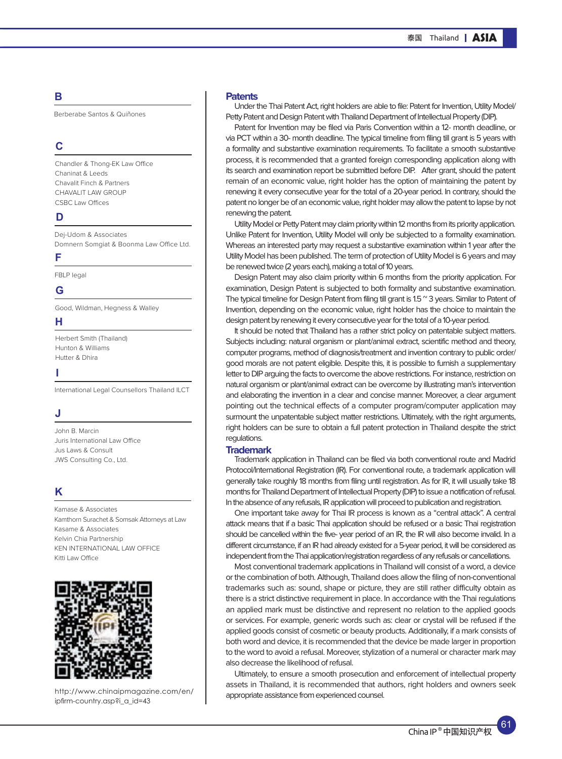## B

Berberabe Santos & Quiñones

## C

Chandler & Thong-EK Law Office
Chaninat & Leeds
Chavalit Finch & Partners
CHAVALIT LAW GROUP
CSBC Law Offices

## D

Dej-Udom & Associates
Domnern Somgiat & Boonma Law Office Ltd.

## F

FBLP legal

## G

Good, Wildman, Hegness & Walley

## H

Herbert Smith (Thailand)
Hunton & Williams
Hutter & Dhira

## I

International Legal Counsellors Thailand ILCT

## J

John B. Marcin
Juris International Law Office
Jus Laws & Consult
JWS Consulting Co., Ltd.

## K

Kamase & Associates
Kamthorn Surachet & Somsak Attorneys at Law
Kasame & Associates
Kelvin Chia Partnership
KEN INTERNATIONAL LAW OFFICE
Kitti Law Office

http://www.chinaipmagazine.com/en/ipfirm-country.asp?i_a_id=43

## Patents

Under the Thai Patent Act, right holders are able to file: Patent for Invention, Utility Model/ Petty Patent and Design Patent with Thailand Department of Intellectual Property (DIP).

Patent for Invention may be filed via Paris Convention within a 12- month deadline, or via PCT within a 30- month deadline. The typical timeline from filing till grant is 5 years with a formality and substantive examination requirements. To facilitate a smooth substantive process, it is recommended that a granted foreign corresponding application along with its search and examination report be submitted before DIP. After grant, should the patent remain of an economic value, right holder has the option of maintaining the patent by renewing it every consecutive year for the total of a 20-year period. In contrary, should the patent no longer be of an economic value, right holder may allow the patent to lapse by not renewing the patent.

Utility Model or Petty Patent may claim priority within 12 months from its priority application. Unlike Patent for Invention, Utility Model will only be subjected to a formality examination. Whereas an interested party may request a substantive examination within 1 year after the Utility Model has been published. The term of protection of Utility Model is 6 years and may be renewed twice (2 years each), making a total of 10 years.

Design Patent may also claim priority within 6 months from the priority application. For examination, Design Patent is subjected to both formality and substantive examination. The typical timeline for Design Patent from filing till grant is 1.5 ~ 3 years. Similar to Patent of Invention, depending on the economic value, right holder has the choice to maintain the design patent by renewing it every consecutive year for the total of a 10-year period.

It should be noted that Thailand has a rather strict policy on patentable subject matters. Subjects including: natural organism or plant/animal extract, scientific method and theory, computer programs, method of diagnosis/treatment and invention contrary to public order/ good morals are not patent eligible. Despite this, it is possible to furnish a supplementary letter to DIP arguing the facts to overcome the above restrictions. For instance, restriction on natural organism or plant/animal extract can be overcome by illustrating man's intervention and elaborating the invention in a clear and concise manner. Moreover, a clear argument pointing out the technical effects of a computer program/computer application may surmount the unpatentable subject matter restrictions. Ultimately, with the right arguments, right holders can be sure to obtain a full patent protection in Thailand despite the strict regulations.

## Trademark

Trademark application in Thailand can be filed via both conventional route and Madrid Protocol/International Registration (IR). For conventional route, a trademark application will generally take roughly 18 months from filing until registration. As for IR, it will usually take 18 months for Thailand Department of Intellectual Property (DIP) to issue a notification of refusal. In the absence of any refusals, IR application will proceed to publication and registration.

One important take away for Thai IR process is known as a "central attack." A central attack means that if a basic Thai application should be refused or a basic Thai registration should be cancelled within the five- year period of an IR, the IR will also become invalid. In a different circumstance, if an IR had already existed for a 5-year period, it will be considered as independent from the Thai application/registration regardless of any refusals or cancellations.

Most conventional trademark applications in Thailand will consist of a word, a device or the combination of both. Although, Thailand does allow the filing of non-conventional trademarks such as: sound, shape or picture, they are still rather difficulty obtain as there is a strict distinctive requirement in place. In accordance with the Thai regulations an applied mark must be distinctive and represent no relation to the applied goods or services. For example, generic words such as: clear or crystal will be refused if the applied goods consist of cosmetic or beauty products. Additionally, if a mark consists of both word and device, it is recommended that the device be made larger in proportion to the word to avoid a refusal. Moreover, stylization of a numeral or character mark may also decrease the likelihood of refusal.

Ultimately, to ensure a smooth prosecution and enforcement of intellectual property assets in Thailand, it is recommended that authors, right holders and owners seek appropriate assistance from experienced counsel.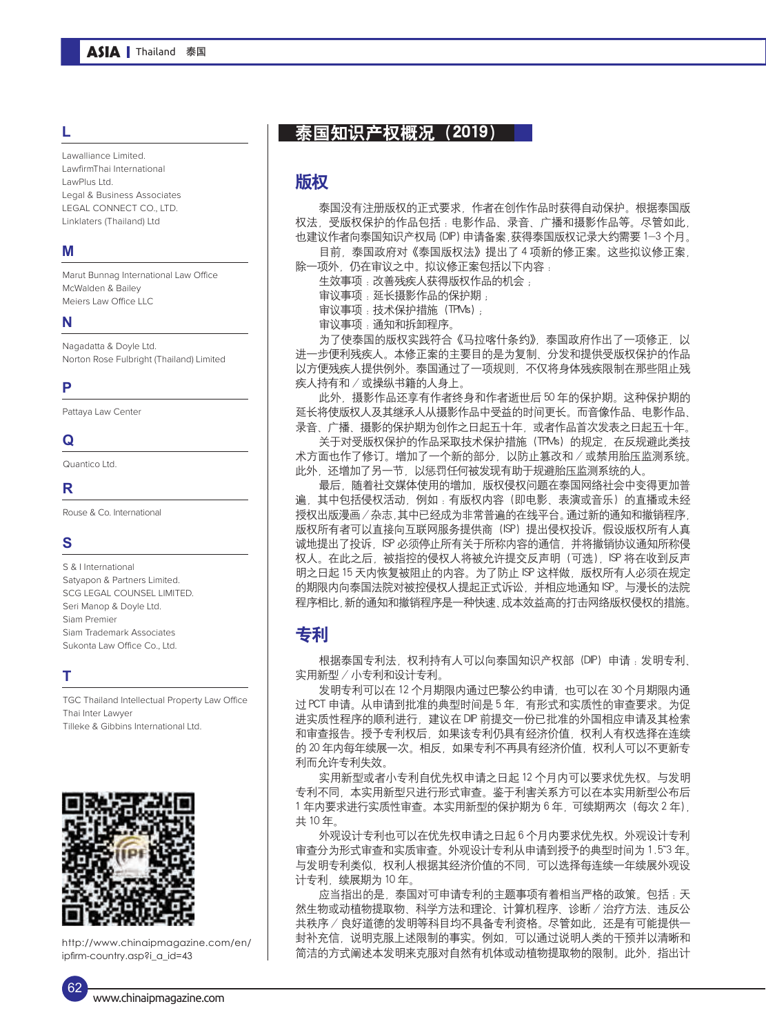## L

Lawalliance Limited.
LawfirmThai International
LawPlus Ltd.
Legal & Business Associates
LEGAL CONNECT CO., LTD.
Linklaters (Thailand) Ltd

## M

Marut Bunnag International Law Office
McWalden & Bailey
Meiers Law Office LLC

## N

Nagadatta & Doyle Ltd.
Norton Rose Fulbright (Thailand) Limited

## P

Pattaya Law Center

## Q

Quantico Ltd.

## R

Rouse & Co. International

## S

S & I International
Satyapon & Partners Limited.
SCG LEGAL COUNSEL LIMITED.
Seri Manop & Doyle Ltd.
Siam Premier
Siam Trademark Associates
Sukonta Law Office Co., Ltd.

## T

TGC Thailand Intellectual Property Law Office
Thai Inter Lawyer
Tilleke & Gibbins International Ltd.

http://www.chinaipmagazine.com/en/ipfirm-country.asp?i_a_id=43

# 泰国知识产权概况（2019）

## 版权

泰国没有注册版权的正式要求，作者在创作作品时获得自动保护。根据泰国版权法，受版权保护的作品包括：电影作品、录音、广播和摄影作品等。尽管如此，也建议作者向泰国知识产权局 (DIP) 申请备案，获得泰国版权记录大约需要 1–3 个月。

目前，泰国政府对《泰国版权法》提出了 4 项新的修正案。这些拟议修正案，除一项外，仍在审议之中。拟议修正案包括以下内容：

生效事项：改善残疾人获得版权作品的机会；
审议事项：延长摄影作品的保护期；
审议事项：技术保护措施（TPMs）；
审议事项：通知和拆卸程序。

为了使泰国的版权实践符合《马拉喀什条约》，泰国政府作出了一项修正，以进一步便利残疾人。本修正案的主要目的是为复制、分发和提供受版权保护的作品以方便残疾人提供例外。泰国通过了一项规则，不仅将身体残疾限制在那些阻止残疾人持有和／或操纵书籍的人身上。

此外，摄影作品还享有作者终身和作者逝世后 50 年的保护期。这种保护期的延长将使版权人及其继承人从摄影作品中受益的时间更长。而音像作品、电影作品、录音、广播、摄影的保护期为创作之日起五十年，或者作品首次发表之日起五十年。

关于对受版权保护的作品采取技术保护措施（TPMs）的规定，在反规避此类技术方面也作了修订。增加了一个新的部分，以防止篡改和／或禁用胎压监测系统。此外，还增加了另一节，以惩罚任何被发现有助于规避胎压监测系统的人。

最后，随着社交媒体使用的增加，版权侵权问题在泰国网络社会中变得更加普遍，其中包括侵权活动，例如：有版权内容（即电影、表演或音乐）的直播或未经授权出版漫画／杂志，其中已经成为非常普遍的在线平台。通过新的通知和撤销程序，版权所有者可以直接向互联网服务提供商（ISP）提出侵权投诉。假设版权所有人真诚地提出了投诉，ISP 必须停止所有关于所称内容的通信，并将撤销协议通知所称侵权人。在此之后，被指控的侵权人将被允许提交反声明（可选），ISP 将在收到反声明之日起 15 天内恢复被阻止的内容。为了防止 ISP 这样做，版权所有人必须在规定的期限内向泰国法院对被控侵权人提起正式诉讼，并相应地通知 ISP。与漫长的法院程序相比，新的通知和撤销程序是一种快速、成本效益高的打击网络版权侵权的措施。

## 专利

根据泰国专利法，权利持有人可以向泰国知识产权部（DIP）申请：发明专利、实用新型／小专利和设计专利。

发明专利可以在 12 个月期限内通过巴黎公约申请，也可以在 30 个月期限内通过 PCT 申请。从申请到批准的典型时间是 5 年，有形式和实质性的审查要求。为促进实质性程序的顺利进行，建议在 DIP 前提交一份已批准的外国相应申请及其检索和审查报告。授予专利权后，如果该专利仍具有经济价值，权利人有权选择在连续的 20 年内每年续展一次。相反，如果专利不再具有经济价值，权利人可以不更新专利而允许专利失效。

实用新型或者小专利自优先权申请之日起 12 个月内可以要求优先权。与发明专利不同，本实用新型只进行形式审查。鉴于利害关系方可以在本实用新型公布后 1 年内要求进行实质性审查。本实用新型的保护期为 6 年，可续期两次（每次 2 年），共 10 年。

外观设计专利也可以在优先权申请之日起 6 个月内要求优先权。外观设计专利审查分为形式审查和实质审查。外观设计专利从申请到授予的典型时间为 1.5~3 年。与发明专利类似，权利人根据其经济价值的不同，可以选择每连续一年续展外观设计专利，续展期为 10 年。

应当指出的是，泰国对可申请专利的主题事项有着相当严格的政策。包括：天然生物或动植物提取物、科学方法和理论、计算机程序、诊断／治疗方法、违反公共秩序／良好道德的发明等科目均不具备专利资格。尽管如此，还是有可能提供一封补充信，说明克服上述限制的事实。例如，可以通过说明人类的干预并以清晰和简洁的方式阐述本发明来克服对自然有机体或动植物提取物的限制。此外，指出计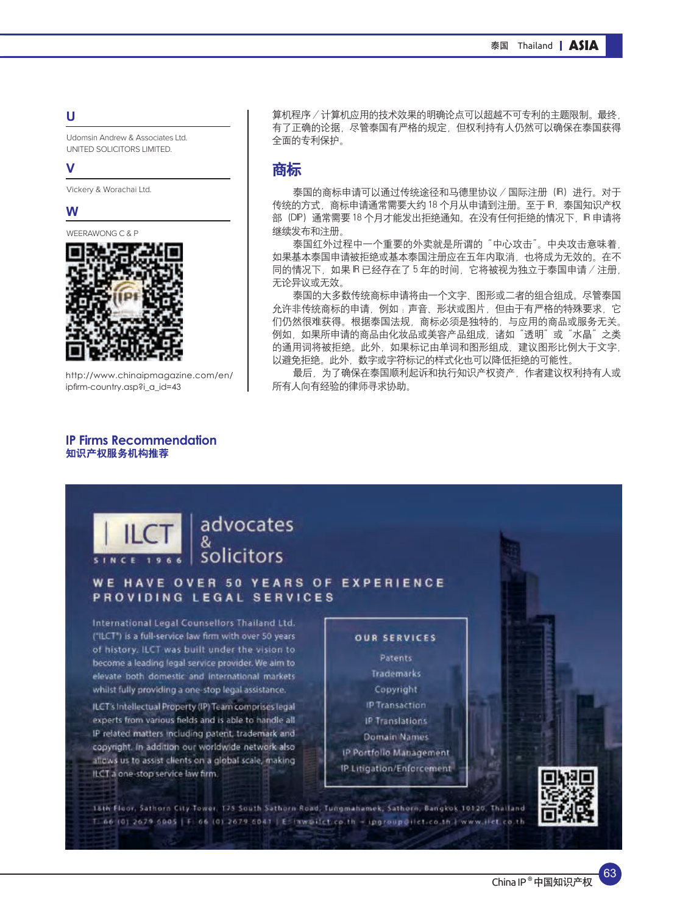## U

Udomsin Andrew & Associates Ltd.

UNITED SOLICITORS LIMITED.

## V

Vickery & Worachai Ltd.

## W

WEERAWONG C & P

http://www.chinaipmagazine.com/en/ipfirm-country.asp?i_a_id=43

算机程序／计算机应用的技术效果的明确论点可以超越不可专利的主题限制。最终，有了正确的论据，尽管泰国有严格的规定，但权利持有人仍然可以确保在泰国获得全面的专利保护。

## 商标

泰国的商标申请可以通过传统途径和马德里协议／国际注册（IR）进行。对于传统的方式，商标申请通常需要大约 18 个月从申请到注册。至于 IR，泰国知识产权部（DIP）通常需要 18 个月才能发出拒绝通知。在没有任何拒绝的情况下，IR 申请将继续发布和注册。

泰国红外过程中一个重要的外卖就是所谓的"中心攻击"。中央攻击意味着，如果基本泰国申请被拒绝或基本泰国注册应在五年内取消，也将成为无效的。在不同的情况下，如果 IR 已经存在了 5 年的时间，它将被视为独立于泰国申请／注册，无论异议或无效。

泰国的大多数传统商标申请将由一个文字、图形或二者的组合组成。尽管泰国允许非传统商标的申请，例如：声音、形状或图片，但由于有严格的特殊要求，它们仍然很难获得。根据泰国法规，商标必须是独特的，与应用的商品或服务无关。例如，如果所申请的商品由化妆品或美容产品组成，诸如"透明"或"水晶"之类的通用词将被拒绝。此外，如果标记由单词和图形组成，建议图形比例大于文字，以避免拒绝。此外，数字或字符标记的样式化也可以降低拒绝的可能性。

最后，为了确保在泰国顺利起诉和执行知识产权资产，作者建议权利持有人或所有人向有经验的律师寻求协助。

## IP Firms Recommendation
**知识产权服务机构推荐**

ILCT SINCE 1966 | advocates & solicitors

WE HAVE OVER 50 YEARS OF EXPERIENCE PROVIDING LEGAL SERVICES

International Legal Counsellors Thailand Ltd. ("ILCT") is a full-service law firm with over 50 years of history. ILCT was built under the vision to become a leading legal service provider. We aim to elevate both domestic and international markets whilst fully providing a one-stop legal assistance.

ILCT's Intellectual Property (IP) Team comprises legal experts from various fields and is able to handle all IP related matters including patent, trademark and copyright. In addition our worldwide network also allows us to assist clients on a global scale, making ILCT a one-stop service law firm.

OUR SERVICES

- Patents
- Trademarks
- Copyright
- IP Transaction
- IP Translations
- Domain Names
- IP Portfolio Management
- IP Litigation/Enforcement

18th Floor, Sathorn City Tower, 175 South Sathorn Road, Tungmahamek, Sathorn, Bangkok 10120, Thailand

T: 66 (0) 2679 6005 | F: 66 (0) 2679 6041 | E: law@ilct.co.th ~ ipgroup@ilct.co.th | www.ilct.co.th